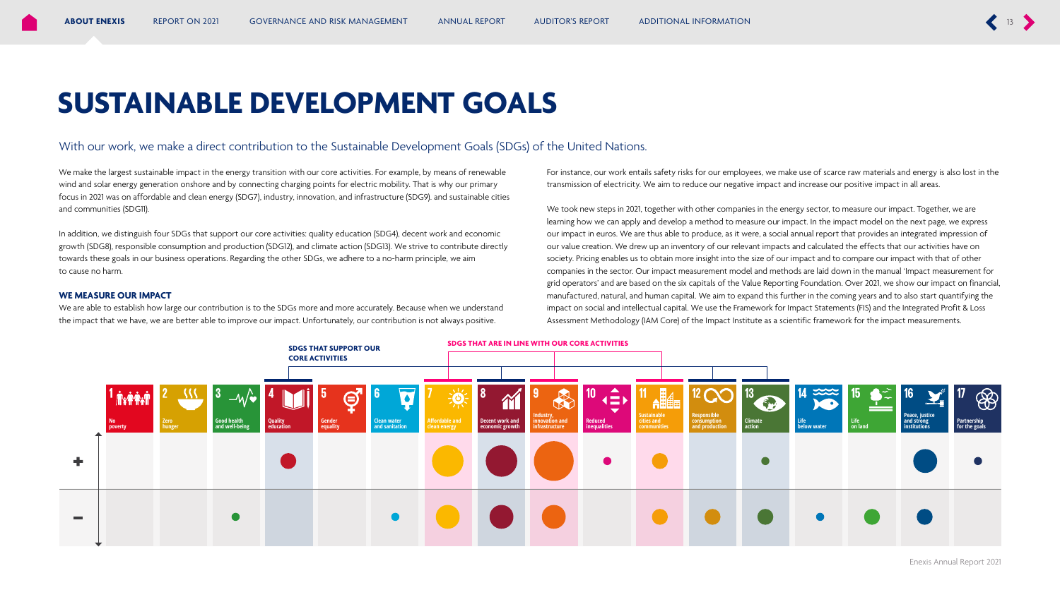# SUSTAINABLE DEVELOPMENT GOALS

With our work, we make a direct contribution to the Sustainable Development Goals (SDGs) of the United Nations.

We make the largest sustainable impact in the energy transition with our core activities. For example, by means of renewable wind and solar energy generation onshore and by connecting charging points for electric mobility. That is why our primary focus in 2021 was on affordable and clean energy (SDG7), industry, innovation, and infrastructure (SDG9). and sustainable cities and communities (SDG11).

In addition, we distinguish four SDGs that support our core activities: quality education (SDG4), decent work and economic growth (SDG8), responsible consumption and production (SDG12), and climate action (SDG13). We strive to contribute directly towards these goals in our business operations. Regarding the other SDGs, we adhere to a no-harm principle, we aim to cause no harm.

### WE MEASURE OUR IMPACT

We are able to establish how large our contribution is to the SDGs more and more accurately. Because when we understand the impact that we have, we are better able to improve our impact. Unfortunately, our contribution is not always positive. For instance, our work entails safety risks for our employees, we make use of scarce raw materials and energy is also lost in the transmission of electricity. We aim to reduce our negative impact and increase our positive impact in all areas.

We took new steps in 2021, together with other companies in the energy sector, to measure our impact. Together, we are learning how we can apply and develop a method to measure our impact. In the impact model on the next page, we express our impact in euros. We are thus able to produce, as it were, a social annual report that provides an integrated impression of our value creation. We drew up an inventory of our relevant impacts and calculated the effects that our activities have on society. Pricing enables us to obtain more insight into the size of our impact and to compare our impact with that of other companies in the sector. Our impact measurement model and methods are laid down in the manual 'Impact measurement for grid operators' and are based on the six capitals of the Value Reporting Foundation. Over 2021, we show our impact on financial, manufactured, natural, and human capital. We aim to expand this further in the coming years and to also start quantifying the impact on social and intellectual capital. We use the Framework for Impact Statements (FIS) and the Integrated Profit & Loss Assessment Methodology (IAM Core) of the Impact Institute as a scientific framework for the impact measurements.

SDGS THAT SUPPORT OUR CORE ACTIVITIES: 4, 8, 12, 13

SDGS THAT ARE IN LINE WITH OUR CORE ACTIVITIES: 7, 9, 11

| SDG | + | − |
|---|---|---|
| 1 No poverty | | |
| 2 Zero hunger | | |
| 3 Good health and well-being | | ● |
| 4 Quality education | ● | |
| 5 Gender equality | | |
| 6 Clean water and sanitation | | ● |
| 7 Affordable and clean energy | ● | ● |
| 8 Decent work and economic growth | ● | ● |
| 9 Industry, innovation and infrastructure | ● | ● |
| 10 Reduced inequalities | ● | |
| 11 Sustainable cities and communities | ● | ● |
| 12 Responsible consumption and production | | ● |
| 13 Climate action | ● | ● |
| 14 Life below water | | ● |
| 15 Life on land | | ● |
| 16 Peace, justice and strong institutions | ● | ● |
| 17 Partnership for the goals | ● | |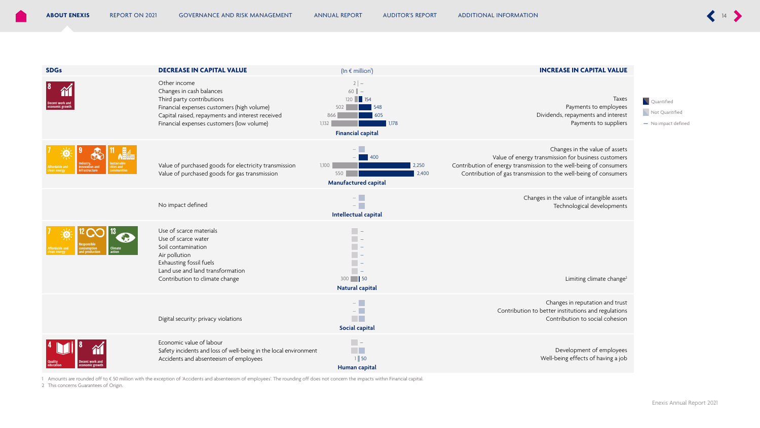| SDGs | DECREASE IN CAPITAL VALUE | (In € million[1]) | INCREASE IN CAPITAL VALUE |
|---|---|---|---|
| 8 Decent work and economic growth | Other income<br>Changes in cash balances<br>Third party contributions<br>Financial expenses customers (high volume)<br>Capital raised, repayments and interest received<br>Financial expenses customers (low volume) | 2 –<br>60 –<br>120 154<br>502 548<br>866 605<br>1,132 1,178<br>**Financial capital** | Taxes<br>Payments to employees<br>Dividends, repayments and interest<br>Payments to suppliers |
| 7 Affordable and clean energy; 9 Industry, innovation and infrastructure; 11 Sustainable cities and communities | Value of purchased goods for electricity transmission<br>Value of purchased goods for gas transmission | –<br>– 400<br>1,100 2,250<br>550 2,400<br>**Manufactured capital** | Changes in the value of assets<br>Value of energy transmission for business customers<br>Contribution of energy transmission to the well-being of consumers<br>Contribution of gas transmission to the well-being of consumers |
| | No impact defined | –<br>–<br>**Intellectual capital** | Changes in the value of intangible assets<br>Technological developments |
| 7 Affordable and clean energy; 12 Responsible consumption and production; 13 Climate action | Use of scarce materials<br>Use of scarce water<br>Soil contamination<br>Air pollution<br>Exhausting fossil fuels<br>Land use and land transformation<br>Contribution to climate change | –<br>–<br>–<br>–<br>–<br>–<br>300 50<br>**Natural capital** | Limiting climate change[2] |
| | Digital security: privacy violations | –<br>–<br><br>**Social capital** | Changes in reputation and trust<br>Contribution to better institutions and regulations<br>Contribution to social cohesion |
| 4 Quality education; 8 Decent work and economic growth | Economic value of labour<br>Safety incidents and loss of well-being in the local environment<br>Accidents and absenteeism of employees | –<br><br>1 50<br>**Human capital** | Development of employees<br>Well-being effects of having a job |

Quantified
Not Quantified
– No impact defined

1 Amounts are rounded off to € 50 million with the exception of 'Accidents and absenteeism of employees'. The rounding off does not concern the impacts within Financial capital.
2 This concerns Guarantees of Origin.